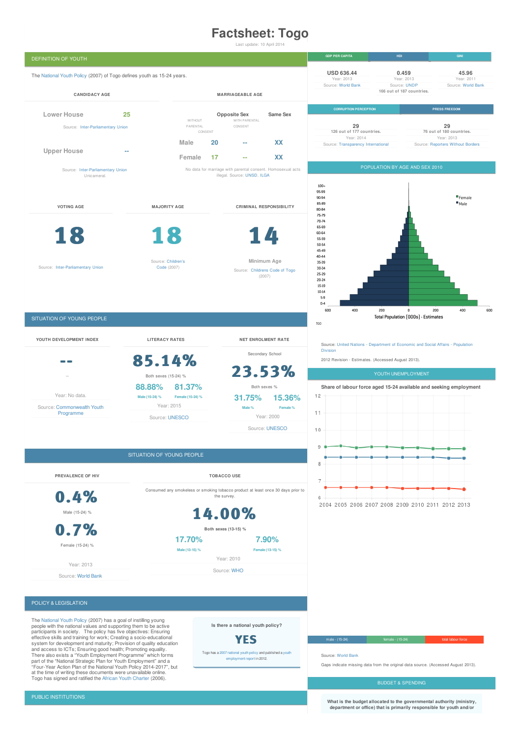# Factsheet: Togo

Last update: 10 April 2014

## DEFINITION OF YOUTH

The National Youth Policy (2007) of Togo defines youth as 15-24 years.

### CANDIDACY AGE

| | |
|---|---|
| Lower House | 25 |
| Upper House | -- |

Source: Inter-Parliamentary Union

Source: Inter-Parliamentary Union
Unicameral.

### MARRIAGEABLE AGE

| | Opposite Sex WITHOUT PARENTAL CONSENT | Opposite Sex WITH PARENTAL CONSENT | Same Sex |
|---|---|---|---|
| Male | 20 | -- | XX |
| Female | 17 | -- | XX |

No data for marriage with parental consent. Homosexual acts illegal. Source: UNSD, ILGA

### VOTING AGE

18

Source: Inter-Parliamentary Union

### MAJORITY AGE

18

Source: Children's Code (2007)

### CRIMINAL RESPONSIBILITY

14

Minimum Age

Source: Childrens Code of Togo (2007)

## GDP PER CAPITA | HDI | GINI

| GDP PER CAPITA | HDI | GINI |
|---|---|---|
| USD 636.44 | 0.459 | 45.96 |
| Year: 2013 | Year: 2013 | Year: 2011 |
| Source: World Bank | Source: UNDP | Source: World Bank |
| | 166 out of 187 countries. | |

## CORRUPTION PERCEPTION | PRESS FREEDOM

| CORRUPTION PERCEPTION | PRESS FREEDOM |
|---|---|
| 29 | 29 |
| 126 out of 177 countries. | 76 out of 180 countries. |
| Year: 2014 | Year: 2013 |
| Source: Transparency International | Source: Reporters Without Borders |

## POPULATION BY AGE AND SEX 2010

100+
95-99
90-94
85-89
80-84
75-79
70-74
65-69
60-64
55-59
50-54
45-49
40-44
35-39
30-34
25-29
20-24
15-19
10-14
5-9
0-4

Female
Male

600 400 200 0 200 400 600

Total Population (000s) - Estimates

TGO

Source: United Nations - Department of Economic and Social Affairs - Population Division

2012 Revision - Estimates. (Accessed August 2013).

## SITUATION OF YOUNG PEOPLE

### YOUTH DEVELOPMENT INDEX

--

--

Year: No data.

Source: Commonwealth Youth Programme

### LITERACY RATES

85.14%

Both sexes (15-24) %

| 88.88% | 81.37% |
|---|---|
| Male (15-24) % | Female (15-24) % |

Year: 2015

Source: UNESCO

### NET ENROLMENT RATE

Secondary School

23.53%

Both sexes %

| 31.75% | 15.36% |
|---|---|
| Male % | Female % |

Year: 2000

Source: UNESCO

## YOUTH UNEMPLOYMENT

Share of labour force aged 15-24 available and seeking employment

12
11
10
9
8
7
6

2004 2005 2006 2007 2008 2009 2010 2011 2012 2013

male - (15-24) | female - (15-24) | total labour force

Source: World Bank

Gaps indicate missing data from the original data source. (Accessed August 2013).

## SITUATION OF YOUNG PEOPLE

### PREVALENCE OF HIV

0.4%

Male (15-24) %

0.7%

Female (15-24) %

Year: 2013

Source: World Bank

### TOBACCO USE

Consumed any smokeless or smoking tobacco product at least once 30 days prior to the survey.

14.00%

Both sexes (13-15) %

| 17.70% | 7.90% |
|---|---|
| Male (13-15) % | Female (13-15) % |

Year: 2010

Source: WHO

## POLICY & LEGISLATION

The National Youth Policy (2007) has a goal of instilling young people with the national values and supporting them to be active participants in society. The policy has five objectives: Ensuring effective skills and training for work; Creating a socio-educational system for development and maturity; Provision of quality education and access to ICTs; Ensuring good health; Promoting equality. There also exists a "Youth Employment Programme" which forms part of the "National Strategic Plan for Youth Employment" and a "Four-Year Action Plan of the National Youth Policy 2014-2017", but at the time of writing these documents were unavailable online. Togo has signed and ratified the African Youth Charter (2006).

**Is there a national youth policy?**

**YES**

Togo has a 2007 national youth policy and published a youth employment report in 2012.

## PUBLIC INSTITUTIONS

## BUDGET & SPENDING

**What is the budget allocated to the governmental authority (ministry, department or office) that is primarily responsible for youth and/or**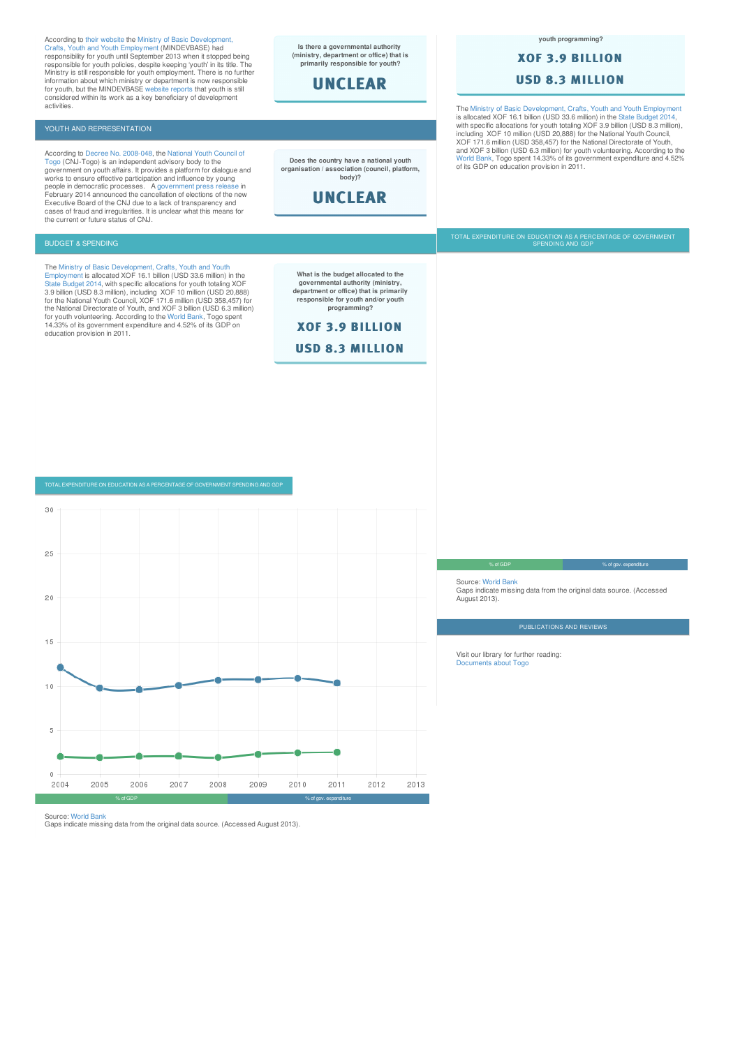According to their website the Ministry of Basic Development, Crafts, Youth and Youth Employment (MINDEVBASE) had responsibility for youth until September 2013 when it stopped being responsible for youth policies, despite keeping 'youth' in its title. The Ministry is still responsible for youth employment. There is no further information about which ministry or department is now responsible for youth, but the MINDEVBASE website reports that youth is still considered within its work as a key beneficiary of development activities.

**Is there a governmental authority (ministry, department or office) that is primarily responsible for youth?**

**UNCLEAR**

## YOUTH AND REPRESENTATION

According to Decree No. 2008-048, the National Youth Council of Togo (CNJ-Togo) is an independent advisory body to the government on youth affairs. It provides a platform for dialogue and works to ensure effective participation and influence by young people in democratic processes. A government press release in February 2014 announced the cancellation of elections of the new Executive Board of the CNJ due to a lack of transparency and cases of fraud and irregularities. It is unclear what this means for the current or future status of CNJ.

**Does the country have a national youth organisation / association (council, platform, body)?**

**UNCLEAR**

## BUDGET & SPENDING

The Ministry of Basic Development, Crafts, Youth and Youth Employment is allocated XOF 16.1 billion (USD 33.6 million) in the State Budget 2014, with specific allocations for youth totaling XOF 3.9 billion (USD 8.3 million), including XOF 10 million (USD 20,888) for the National Youth Council, XOF 171.6 million (USD 358,457) for the National Directorate of Youth, and XOF 3 billion (USD 6.3 million) for youth volunteering. According to the World Bank, Togo spent 14.33% of its government expenditure and 4.52% of its GDP on education provision in 2011.

**What is the budget allocated to the governmental authority (ministry, department or office) that is primarily responsible for youth and/or youth programming?**

**XOF 3.9 BILLION**

**USD 8.3 MILLION**

## TOTAL EXPENDITURE ON EDUCATION AS A PERCENTAGE OF GOVERNMENT SPENDING AND GDP

30
25
20
15
10
5
0
2004 2005 2006 2007 2008 2009 2010 2011 2012 2013

% of GDP
% of gov. expenditure

Source: World Bank
Gaps indicate missing data from the original data source. (Accessed August 2013).

## PUBLICATIONS AND REVIEWS

Visit our library for further reading:
Documents about Togo